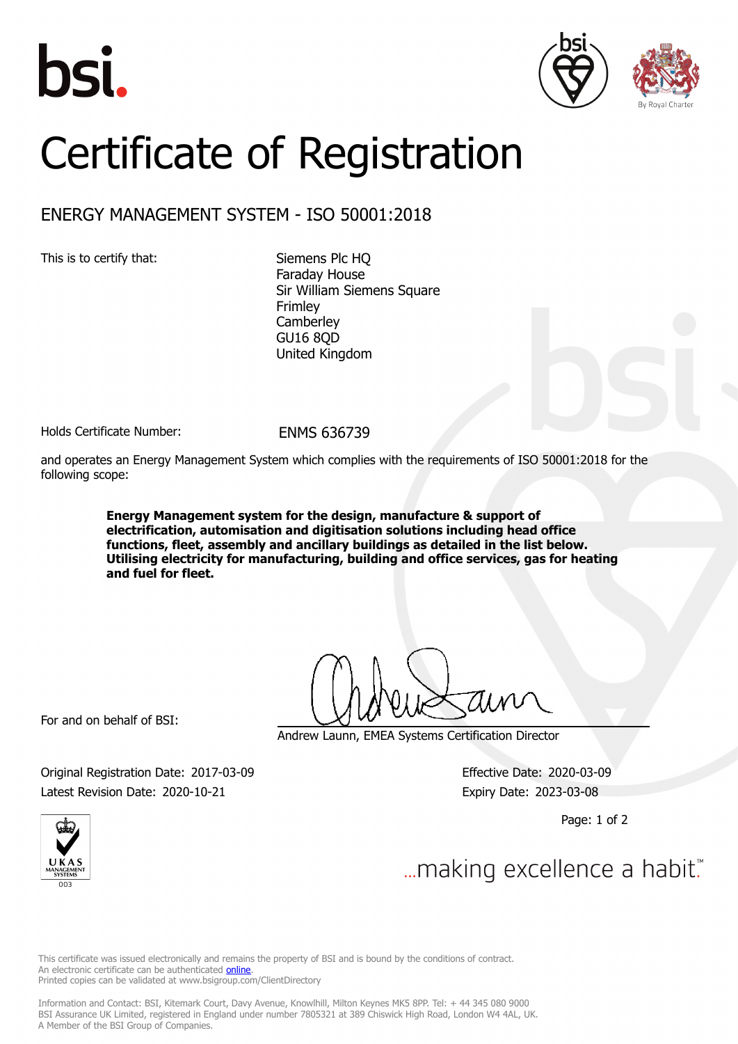# Certificate of Registration

## ENERGY MANAGEMENT SYSTEM - ISO 50001:2018

This is to certify that:

Siemens Plc HQ
Faraday House
Sir William Siemens Square
Frimley
Camberley
GU16 8QD
United Kingdom

Holds Certificate Number: ENMS 636739

and operates an Energy Management System which complies with the requirements of ISO 50001:2018 for the following scope:

**Energy Management system for the design, manufacture & support of electrification, automisation and digitisation solutions including head office functions, fleet, assembly and ancillary buildings as detailed in the list below. Utilising electricity for manufacturing, building and office services, gas for heating and fuel for fleet.**

For and on behalf of BSI:

Andrew Launn, EMEA Systems Certification Director

Original Registration Date: 2017-03-09
Latest Revision Date: 2020-10-21

Effective Date: 2020-03-09
Expiry Date: 2023-03-08

...making excellence a habit.™

This certificate was issued electronically and remains the property of BSI and is bound by the conditions of contract.
An electronic certificate can be authenticated online.
Printed copies can be validated at www.bsigroup.com/ClientDirectory

Information and Contact: BSI, Kitemark Court, Davy Avenue, Knowlhill, Milton Keynes MK5 8PP. Tel: + 44 345 080 9000
BSI Assurance UK Limited, registered in England under number 7805321 at 389 Chiswick High Road, London W4 4AL, UK.
A Member of the BSI Group of Companies.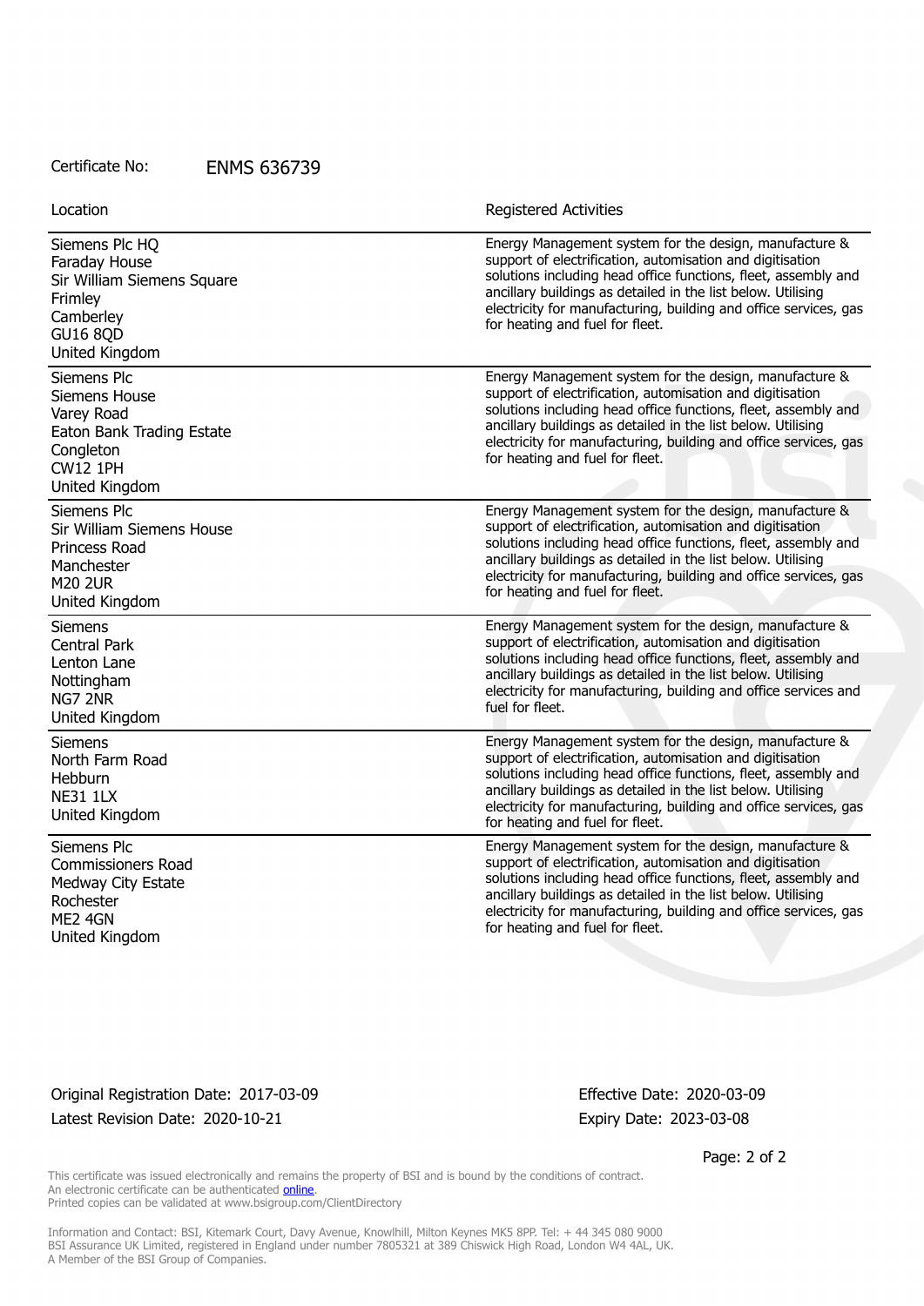Certificate No: ENMS 636739

| Location | Registered Activities |
| --- | --- |
| Siemens Plc HQ<br>Faraday House<br>Sir William Siemens Square<br>Frimley<br>Camberley<br>GU16 8QD<br>United Kingdom | Energy Management system for the design, manufacture & support of electrification, automisation and digitisation solutions including head office functions, fleet, assembly and ancillary buildings as detailed in the list below. Utilising electricity for manufacturing, building and office services, gas for heating and fuel for fleet. |
| Siemens Plc<br>Siemens House<br>Varey Road<br>Eaton Bank Trading Estate<br>Congleton<br>CW12 1PH<br>United Kingdom | Energy Management system for the design, manufacture & support of electrification, automisation and digitisation solutions including head office functions, fleet, assembly and ancillary buildings as detailed in the list below. Utilising electricity for manufacturing, building and office services, gas for heating and fuel for fleet. |
| Siemens Plc<br>Sir William Siemens House<br>Princess Road<br>Manchester<br>M20 2UR<br>United Kingdom | Energy Management system for the design, manufacture & support of electrification, automisation and digitisation solutions including head office functions, fleet, assembly and ancillary buildings as detailed in the list below. Utilising electricity for manufacturing, building and office services, gas for heating and fuel for fleet. |
| Siemens<br>Central Park<br>Lenton Lane<br>Nottingham<br>NG7 2NR<br>United Kingdom | Energy Management system for the design, manufacture & support of electrification, automisation and digitisation solutions including head office functions, fleet, assembly and ancillary buildings as detailed in the list below. Utilising electricity for manufacturing, building and office services and fuel for fleet. |
| Siemens<br>North Farm Road<br>Hebburn<br>NE31 1LX<br>United Kingdom | Energy Management system for the design, manufacture & support of electrification, automisation and digitisation solutions including head office functions, fleet, assembly and ancillary buildings as detailed in the list below. Utilising electricity for manufacturing, building and office services, gas for heating and fuel for fleet. |
| Siemens Plc<br>Commissioners Road<br>Medway City Estate<br>Rochester<br>ME2 4GN<br>United Kingdom | Energy Management system for the design, manufacture & support of electrification, automisation and digitisation solutions including head office functions, fleet, assembly and ancillary buildings as detailed in the list below. Utilising electricity for manufacturing, building and office services, gas for heating and fuel for fleet. |

Original Registration Date: 2017-03-09

Latest Revision Date: 2020-10-21

Effective Date: 2020-03-09

Expiry Date: 2023-03-08

This certificate was issued electronically and remains the property of BSI and is bound by the conditions of contract.
An electronic certificate can be authenticated online.
Printed copies can be validated at www.bsigroup.com/ClientDirectory

Information and Contact: BSI, Kitemark Court, Davy Avenue, Knowlhill, Milton Keynes MK5 8PP. Tel: + 44 345 080 9000
BSI Assurance UK Limited, registered in England under number 7805321 at 389 Chiswick High Road, London W4 4AL, UK.
A Member of the BSI Group of Companies.